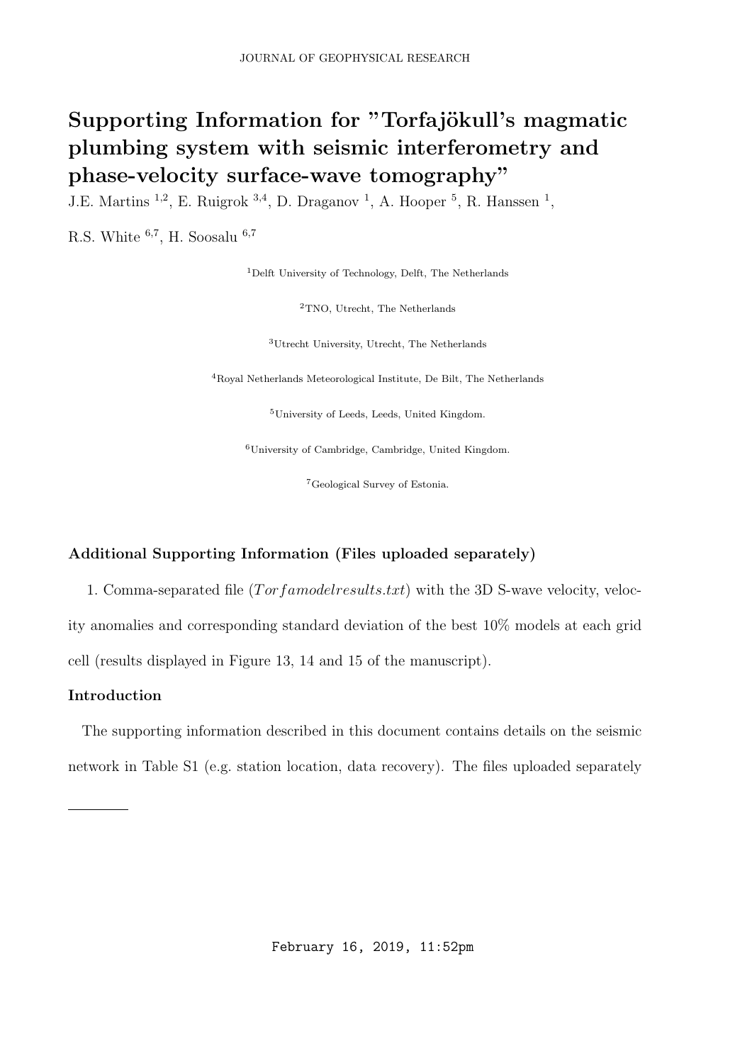# Supporting Information for "Torfajökull's magmatic plumbing system with seismic interferometry and phase-velocity surface-wave tomography"

J.E. Martins [1,2], E. Ruigrok [3,4], D. Draganov [1], A. Hooper [5], R. Hanssen [1],

R.S. White [6,7], H. Soosalu [6,7]

[1]Delft University of Technology, Delft, The Netherlands

[2]TNO, Utrecht, The Netherlands

[3]Utrecht University, Utrecht, The Netherlands

[4]Royal Netherlands Meteorological Institute, De Bilt, The Netherlands

[5]University of Leeds, Leeds, United Kingdom.

[6]University of Cambridge, Cambridge, United Kingdom.

[7]Geological Survey of Estonia.

**Additional Supporting Information (Files uploaded separately)**

1. Comma-separated file (*Torfamodelresults.txt*) with the 3D S-wave velocity, velocity anomalies and corresponding standard deviation of the best 10% models at each grid cell (results displayed in Figure 13, 14 and 15 of the manuscript).

**Introduction**

The supporting information described in this document contains details on the seismic network in Table S1 (e.g. station location, data recovery). The files uploaded separately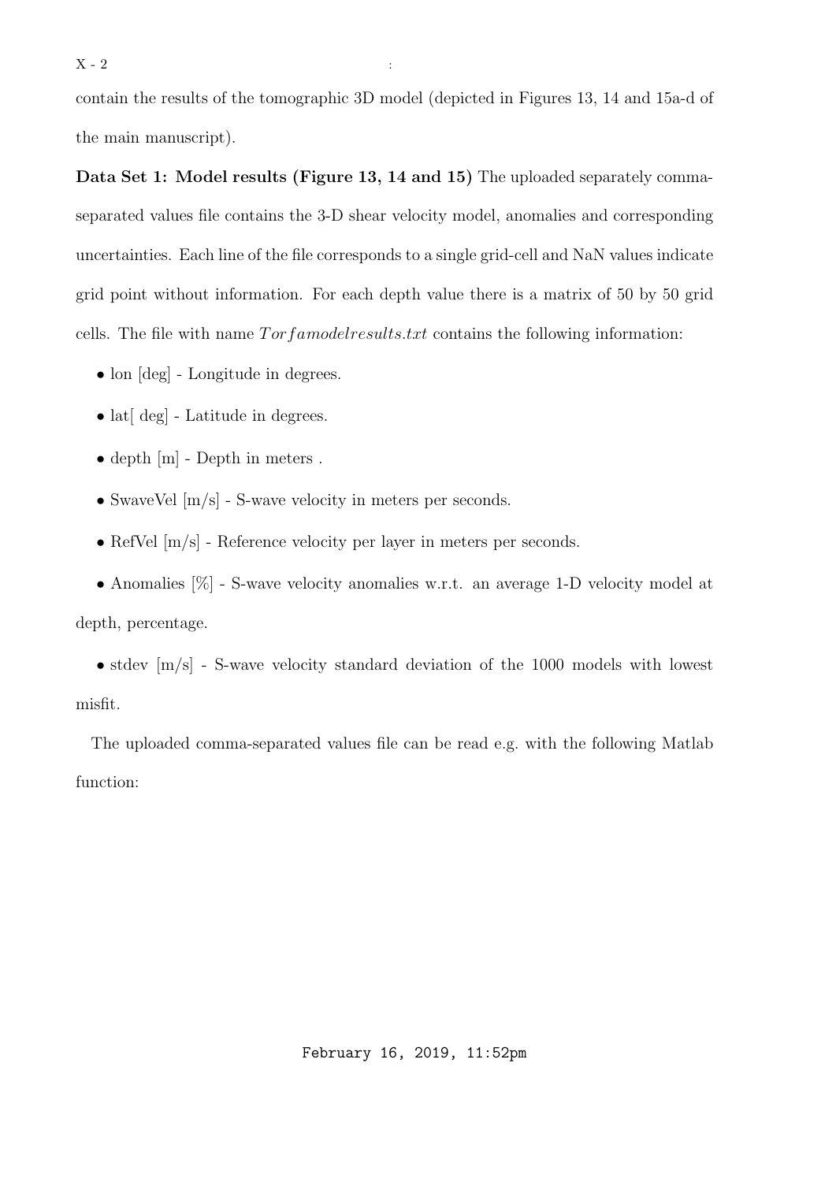contain the results of the tomographic 3D model (depicted in Figures 13, 14 and 15a-d of the main manuscript).

**Data Set 1: Model results (Figure 13, 14 and 15)** The uploaded separately comma-separated values file contains the 3-D shear velocity model, anomalies and corresponding uncertainties. Each line of the file corresponds to a single grid-cell and NaN values indicate grid point without information. For each depth value there is a matrix of 50 by 50 grid cells. The file with name *Torfamodelresults.txt* contains the following information:

- lon [deg] - Longitude in degrees.
- lat[ deg] - Latitude in degrees.
- depth [m] - Depth in meters .
- SwaveVel [m/s] - S-wave velocity in meters per seconds.
- RefVel [m/s] - Reference velocity per layer in meters per seconds.
- Anomalies [%] - S-wave velocity anomalies w.r.t. an average 1-D velocity model at depth, percentage.
- stdev [m/s] - S-wave velocity standard deviation of the 1000 models with lowest misfit.

The uploaded comma-separated values file can be read e.g. with the following Matlab function: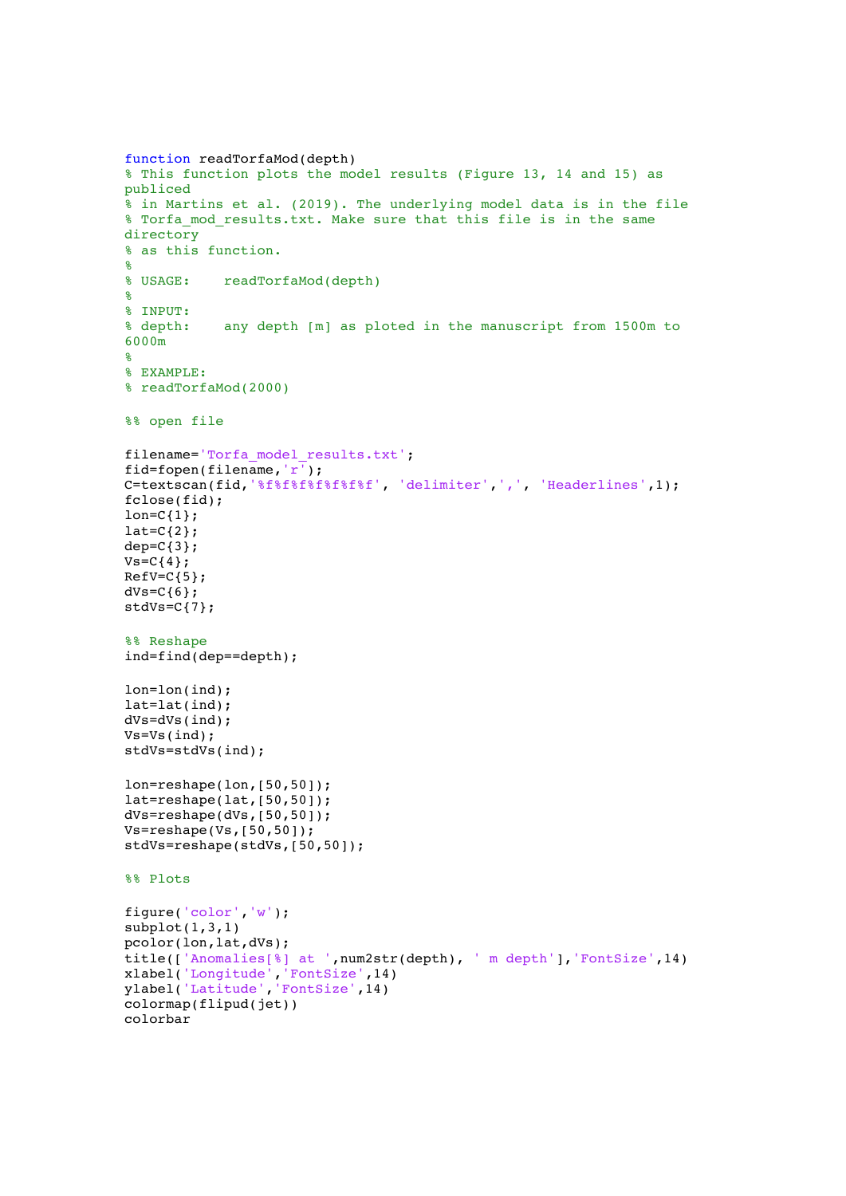```matlab
function readTorfaMod(depth)
% This function plots the model results (Figure 13, 14 and 15) as
publiced
% in Martins et al. (2019). The underlying model data is in the file
% Torfa_mod_results.txt. Make sure that this file is in the same
directory
% as this function.
%
% USAGE:    readTorfaMod(depth)
%
% INPUT:
% depth:    any depth [m] as ploted in the manuscript from 1500m to
6000m
%
% EXAMPLE:
% readTorfaMod(2000)

%% open file

filename='Torfa_model_results.txt';
fid=fopen(filename,'r');
C=textscan(fid,'%f%f%f%f%f%f%f', 'delimiter',',', 'Headerlines',1);
fclose(fid);
lon=C{1};
lat=C{2};
dep=C{3};
Vs=C{4};
RefV=C{5};
dVs=C{6};
stdVs=C{7};

%% Reshape
ind=find(dep==depth);

lon=lon(ind);
lat=lat(ind);
dVs=dVs(ind);
Vs=Vs(ind);
stdVs=stdVs(ind);

lon=reshape(lon,[50,50]);
lat=reshape(lat,[50,50]);
dVs=reshape(dVs,[50,50]);
Vs=reshape(Vs,[50,50]);
stdVs=reshape(stdVs,[50,50]);

%% Plots

figure('color','w');
subplot(1,3,1)
pcolor(lon,lat,dVs);
title(['Anomalies[%] at ',num2str(depth), ' m depth'],'FontSize',14)
xlabel('Longitude','FontSize',14)
ylabel('Latitude','FontSize',14)
colormap(flipud(jet))
colorbar
```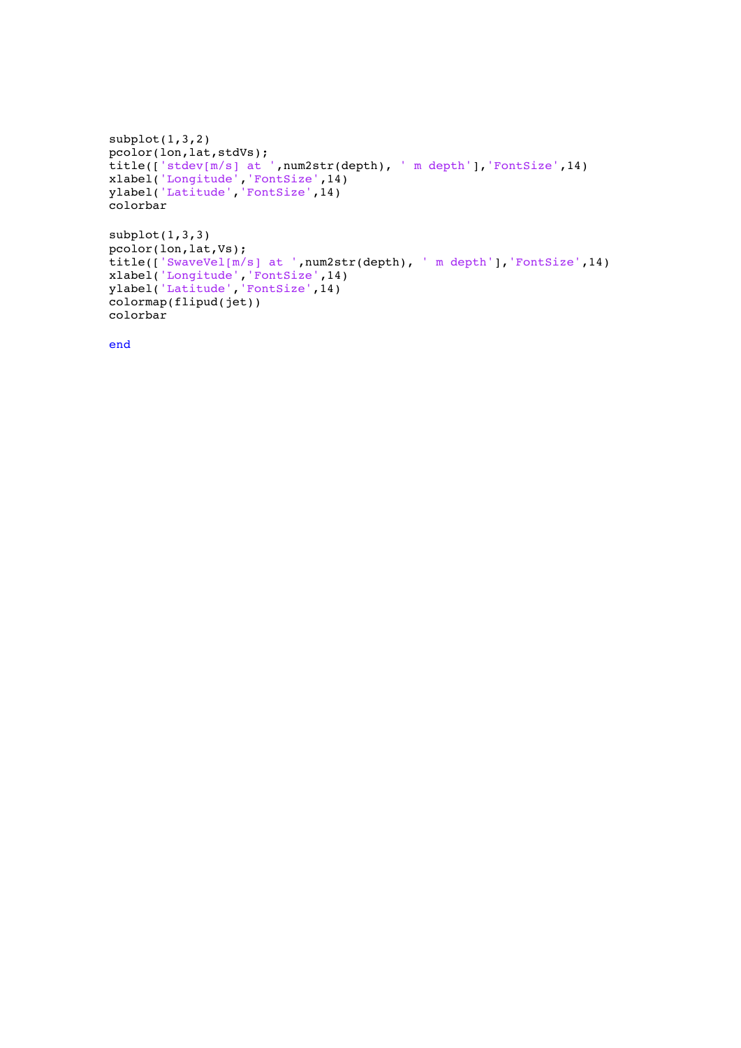```
subplot(1,3,2)
pcolor(lon,lat,stdVs);
title(['stdev[m/s] at ',num2str(depth), ' m depth'],'FontSize',14)
xlabel('Longitude','FontSize',14)
ylabel('Latitude','FontSize',14)
colorbar

subplot(1,3,3)
pcolor(lon,lat,Vs);
title(['SwaveVel[m/s] at ',num2str(depth), ' m depth'],'FontSize',14)
xlabel('Longitude','FontSize',14)
ylabel('Latitude','FontSize',14)
colormap(flipud(jet))
colorbar

end
```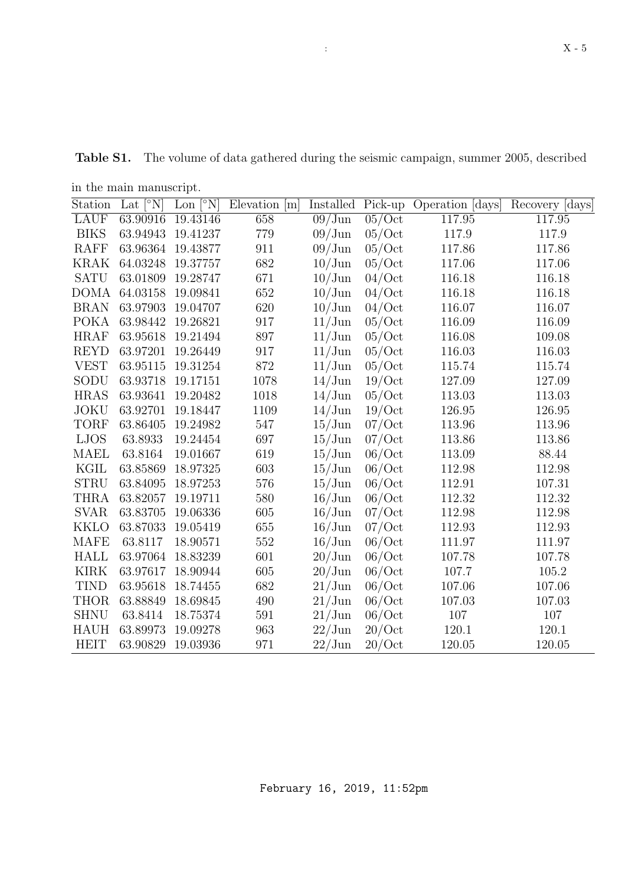**Table S1.** The volume of data gathered during the seismic campaign, summer 2005, described in the main manuscript.

| Station | Lat [°N] | Lon [°N] | Elevation [m] | Installed | Pick-up | Operation [days] | Recovery [days] |
|---|---|---|---|---|---|---|---|
| LAUF | 63.90916 | 19.43146 | 658 | 09/Jun | 05/Oct | 117.95 | 117.95 |
| BIKS | 63.94943 | 19.41237 | 779 | 09/Jun | 05/Oct | 117.9 | 117.9 |
| RAFF | 63.96364 | 19.43877 | 911 | 09/Jun | 05/Oct | 117.86 | 117.86 |
| KRAK | 64.03248 | 19.37757 | 682 | 10/Jun | 05/Oct | 117.06 | 117.06 |
| SATU | 63.01809 | 19.28747 | 671 | 10/Jun | 04/Oct | 116.18 | 116.18 |
| DOMA | 64.03158 | 19.09841 | 652 | 10/Jun | 04/Oct | 116.18 | 116.18 |
| BRAN | 63.97903 | 19.04707 | 620 | 10/Jun | 04/Oct | 116.07 | 116.07 |
| POKA | 63.98442 | 19.26821 | 917 | 11/Jun | 05/Oct | 116.09 | 116.09 |
| HRAF | 63.95618 | 19.21494 | 897 | 11/Jun | 05/Oct | 116.08 | 109.08 |
| REYD | 63.97201 | 19.26449 | 917 | 11/Jun | 05/Oct | 116.03 | 116.03 |
| VEST | 63.95115 | 19.31254 | 872 | 11/Jun | 05/Oct | 115.74 | 115.74 |
| SODU | 63.93718 | 19.17151 | 1078 | 14/Jun | 19/Oct | 127.09 | 127.09 |
| HRAS | 63.93641 | 19.20482 | 1018 | 14/Jun | 05/Oct | 113.03 | 113.03 |
| JOKU | 63.92701 | 19.18447 | 1109 | 14/Jun | 19/Oct | 126.95 | 126.95 |
| TORF | 63.86405 | 19.24982 | 547 | 15/Jun | 07/Oct | 113.96 | 113.96 |
| LJOS | 63.8933 | 19.24454 | 697 | 15/Jun | 07/Oct | 113.86 | 113.86 |
| MAEL | 63.8164 | 19.01667 | 619 | 15/Jun | 06/Oct | 113.09 | 88.44 |
| KGIL | 63.85869 | 18.97325 | 603 | 15/Jun | 06/Oct | 112.98 | 112.98 |
| STRU | 63.84095 | 18.97253 | 576 | 15/Jun | 06/Oct | 112.91 | 107.31 |
| THRA | 63.82057 | 19.19711 | 580 | 16/Jun | 06/Oct | 112.32 | 112.32 |
| SVAR | 63.83705 | 19.06336 | 605 | 16/Jun | 07/Oct | 112.98 | 112.98 |
| KKLO | 63.87033 | 19.05419 | 655 | 16/Jun | 07/Oct | 112.93 | 112.93 |
| MAFE | 63.8117 | 18.90571 | 552 | 16/Jun | 06/Oct | 111.97 | 111.97 |
| HALL | 63.97064 | 18.83239 | 601 | 20/Jun | 06/Oct | 107.78 | 107.78 |
| KIRK | 63.97617 | 18.90944 | 605 | 20/Jun | 06/Oct | 107.7 | 105.2 |
| TIND | 63.95618 | 18.74455 | 682 | 21/Jun | 06/Oct | 107.06 | 107.06 |
| THOR | 63.88849 | 18.69845 | 490 | 21/Jun | 06/Oct | 107.03 | 107.03 |
| SHNU | 63.8414 | 18.75374 | 591 | 21/Jun | 06/Oct | 107 | 107 |
| HAUH | 63.89973 | 19.09278 | 963 | 22/Jun | 20/Oct | 120.1 | 120.1 |
| HEIT | 63.90829 | 19.03936 | 971 | 22/Jun | 20/Oct | 120.05 | 120.05 |